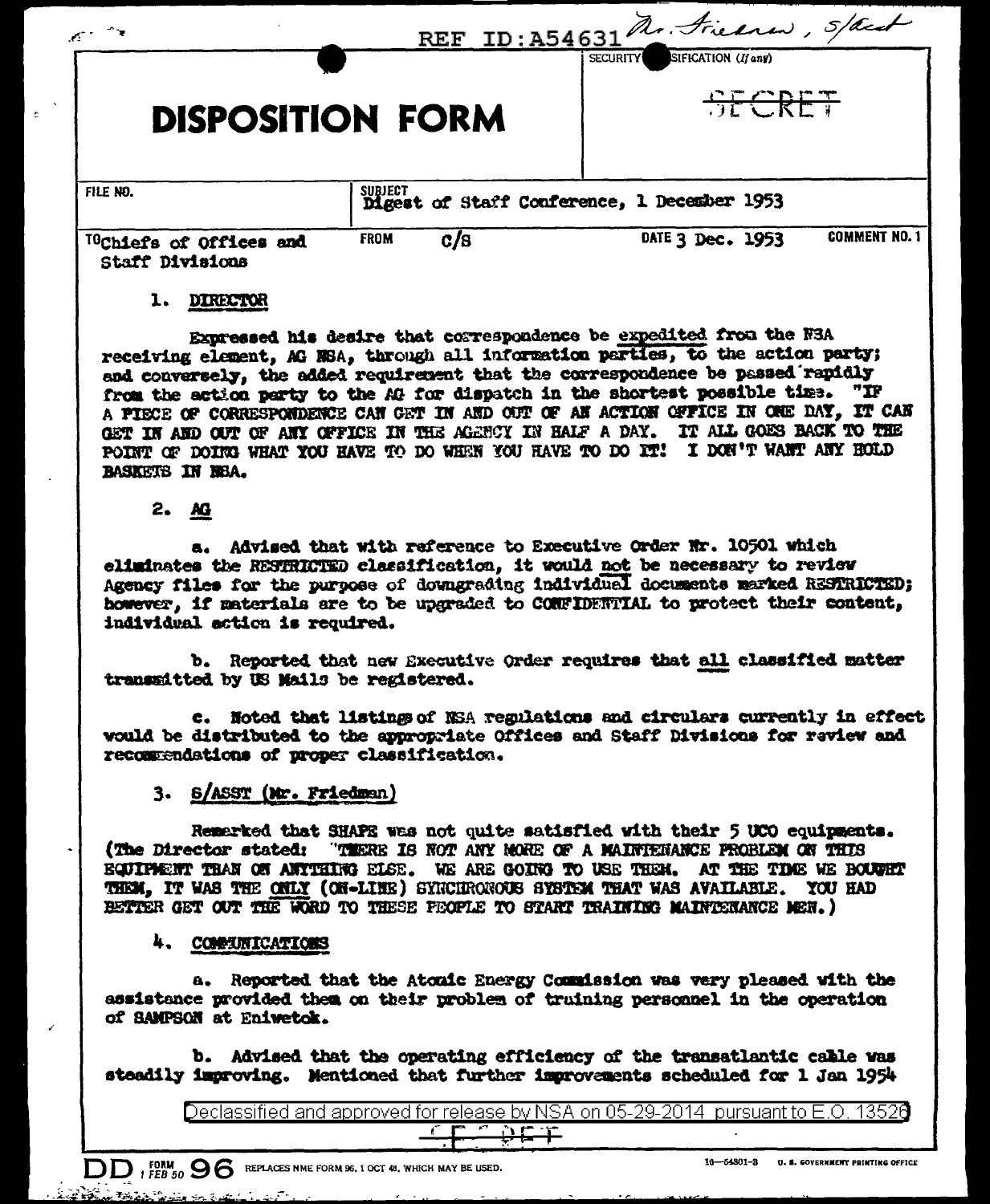REF ID:A54631 Mr. Friedman, S/Asst

# DISPOSITION FORM

SECURITY CLASSIFICATION (If any)

SECRET

| FILE NO. | SUBJECT Digest of Staff Conference, 1 December 1953 | | |
|---|---|---|---|
| TO Chiefs of Offices and Staff Divisions | FROM C/S | DATE 3 Dec. 1953 | COMMENT NO. 1 |

1. DIRECTOR

Expressed his desire that correspondence be expedited from the NSA receiving element, AG NSA, through all information parties, to the action party; and conversely, the added requirement that the correspondence be passed rapidly from the action party to the AG for dispatch in the shortest possible time. "IF A PIECE OF CORRESPONDENCE CAN GET IN AND OUT OF AN ACTION OFFICE IN ONE DAY, IT CAN GET IN AND OUT OF ANY OFFICE IN THE AGENCY IN HALF A DAY. IT ALL GOES BACK TO THE POINT OF DOING WHAT YOU HAVE TO DO WHEN YOU HAVE TO DO IT! I DON'T WANT ANY HOLD BASKETS IN NSA.

2. AG

a. Advised that with reference to Executive Order Nr. 10501 which eliminates the RESTRICTED classification, it would not be necessary to review Agency files for the purpose of downgrading individual documents marked RESTRICTED; however, if materials are to be upgraded to CONFIDENTIAL to protect their content, individual action is required.

b. Reported that new Executive Order requires that all classified matter transmitted by US Mails be registered.

c. Noted that listings of NSA regulations and circulars currently in effect would be distributed to the appropriate Offices and Staff Divisions for review and recommendations of proper classification.

3. S/ASST (Mr. Friedman)

Remarked that SHAPE was not quite satisfied with their 5 UCO equipments. (The Director stated: "THERE IS NOT ANY MORE OF A MAINTENANCE PROBLEM ON THIS EQUIPMENT THAN ON ANYTHING ELSE. WE ARE GOING TO USE THEM. AT THE TIME WE BOUGHT THEM, IT WAS THE ONLY (ON-LINE) SYNCHRONOUS SYSTEM THAT WAS AVAILABLE. YOU HAD BETTER GET OUT THE WORD TO THESE PEOPLE TO START TRAINING MAINTENANCE MEN.)

4. COMMUNICATIONS

a. Reported that the Atomic Energy Commission was very pleased with the assistance provided them on their problem of training personnel in the operation of SAMPSON at Eniwetok.

b. Advised that the operating efficiency of the transatlantic cable was steadily improving. Mentioned that further improvements scheduled for 1 Jan 1954

Declassified and approved for release by NSA on 05-29-2014 pursuant to E.O. 13526

SECRET

DD FORM 96, 1 FEB 50 REPLACES NME FORM 96, 1 OCT 48, WHICH MAY BE USED.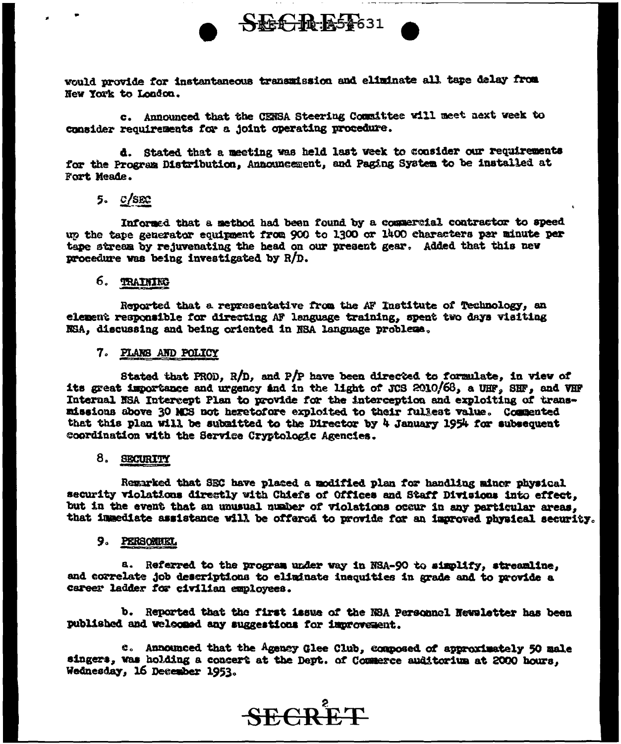would provide for instantaneous transmission and eliminate all tape delay from New York to London.

c. Announced that the CENSA Steering Committee will meet next week to consider requirements for a joint operating procedure.

d. Stated that a meeting was held last week to consider our requirements for the Program Distribution, Announcement, and Paging System to be installed at Fort Meade.

5. C/SEC

Informed that a method had been found by a commercial contractor to speed up the tape generator equipment from 900 to 1300 or 1400 characters per minute per tape stream by rejuvenating the head on our present gear. Added that this new procedure was being investigated by R/D.

6. TRAINING

Reported that a representative from the AF Institute of Technology, an element responsible for directing AF language training, spent two days visiting NSA, discussing and being oriented in NSA language problems.

7. PLANS AND POLICY

Stated that PROD, R/D, and P/P have been directed to formulate, in view of its great importance and urgency and in the light of JCS 2010/68, a UHF, SHF, and VHF Internal NSA Intercept Plan to provide for the interception and exploiting of transmissions above 30 MCS not heretofore exploited to their fullest value. Commented that this plan will be submitted to the Director by 4 January 1954 for subsequent coordination with the Service Cryptologic Agencies.

8. SECURITY

Remarked that SEC have placed a modified plan for handling minor physical security violations directly with Chiefs of Offices and Staff Divisions into effect, but in the event that an unusual number of violations occur in any particular areas, that immediate assistance will be offered to provide for an improved physical security.

9. PERSONNEL

a. Referred to the program under way in NSA-90 to simplify, streamline, and correlate job descriptions to eliminate inequities in grade and to provide a career ladder for civilian employees.

b. Reported that the first issue of the NSA Personnel Newsletter has been published and welcomed any suggestions for improvement.

c. Announced that the Agency Glee Club, composed of approximately 50 male singers, was holding a concert at the Dept. of Commerce auditorium at 2000 hours, Wednesday, 16 December 1953.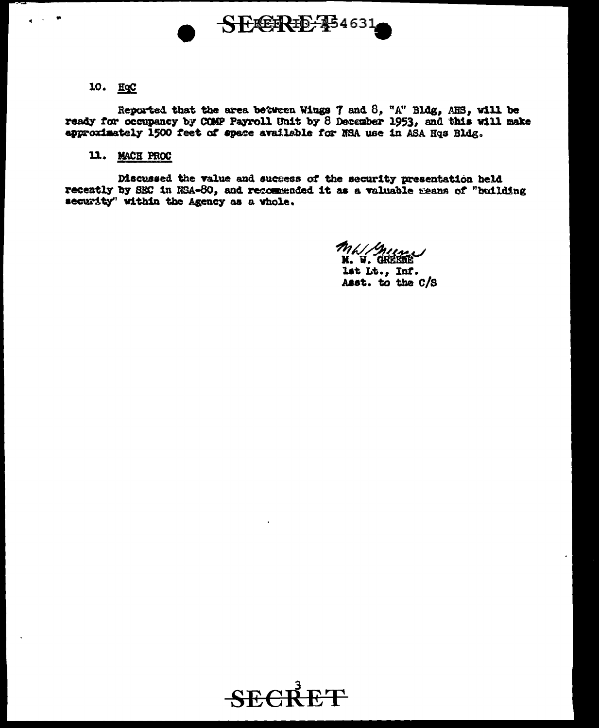10. HqC

Reported that the area between Wings 7 and 8, "A" Bldg, AHS, will be ready for occupancy by COMP Payroll Unit by 8 December 1953, and this will make approximately 1500 feet of space available for NSA use in ASA Hqs Bldg.

11. MACH PROC

Discussed the value and success of the security presentation held recently by SEC in NSA-80, and recommended it as a valuable means of "building security" within the Agency as a whole.

M. W. GREENE
1st Lt., Inf.
Asst. to the C/S